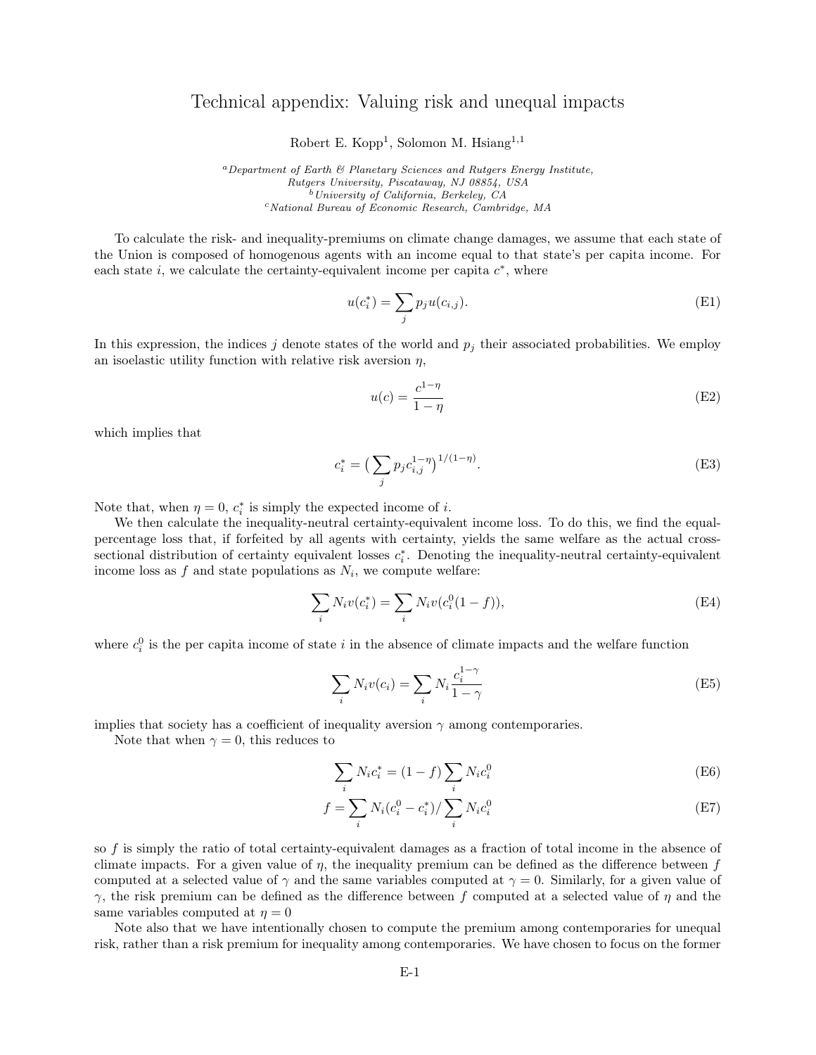# Technical appendix: Valuing risk and unequal impacts

Robert E. Kopp[1], Solomon M. Hsiang[1,1]

[a]Department of Earth & Planetary Sciences and Rutgers Energy Institute, Rutgers University, Piscataway, NJ 08854, USA
[b]University of California, Berkeley, CA
[c]National Bureau of Economic Research, Cambridge, MA

To calculate the risk- and inequality-premiums on climate change damages, we assume that each state of the Union is composed of homogenous agents with an income equal to that state's per capita income. For each state $i$, we calculate the certainty-equivalent income per capita $c^*$, where

$$u(c_i^*) = \sum_j p_j u(c_{i,j}). \tag{E1}$$

In this expression, the indices $j$ denote states of the world and $p_j$ their associated probabilities. We employ an isoelastic utility function with relative risk aversion $\eta$,

$$u(c) = \frac{c^{1-\eta}}{1-\eta} \tag{E2}$$

which implies that

$$c_i^* = \big( \sum_j p_j c_{i,j}^{1-\eta} \big)^{1/(1-\eta)}. \tag{E3}$$

Note that, when $\eta = 0$, $c_i^*$ is simply the expected income of $i$.

We then calculate the inequality-neutral certainty-equivalent income loss. To do this, we find the equal-percentage loss that, if forfeited by all agents with certainty, yields the same welfare as the actual cross-sectional distribution of certainty equivalent losses $c_i^*$. Denoting the inequality-neutral certainty-equivalent income loss as $f$ and state populations as $N_i$, we compute welfare:

$$\sum_i N_i v(c_i^*) = \sum_i N_i v(c_i^0(1-f)), \tag{E4}$$

where $c_i^0$ is the per capita income of state $i$ in the absence of climate impacts and the welfare function

$$\sum_i N_i v(c_i) = \sum_i N_i \frac{c_i^{1-\gamma}}{1-\gamma} \tag{E5}$$

implies that society has a coefficient of inequality aversion $\gamma$ among contemporaries.

Note that when $\gamma = 0$, this reduces to

$$\sum_i N_i c_i^* = (1-f) \sum_i N_i c_i^0 \tag{E6}$$

$$f = \sum_i N_i (c_i^0 - c_i^*) / \sum_i N_i c_i^0 \tag{E7}$$

so $f$ is simply the ratio of total certainty-equivalent damages as a fraction of total income in the absence of climate impacts. For a given value of $\eta$, the inequality premium can be defined as the difference between $f$ computed at a selected value of $\gamma$ and the same variables computed at $\gamma = 0$. Similarly, for a given value of $\gamma$, the risk premium can be defined as the difference between $f$ computed at a selected value of $\eta$ and the same variables computed at $\eta = 0$

Note also that we have intentionally chosen to compute the premium among contemporaries for unequal risk, rather than a risk premium for inequality among contemporaries. We have chosen to focus on the former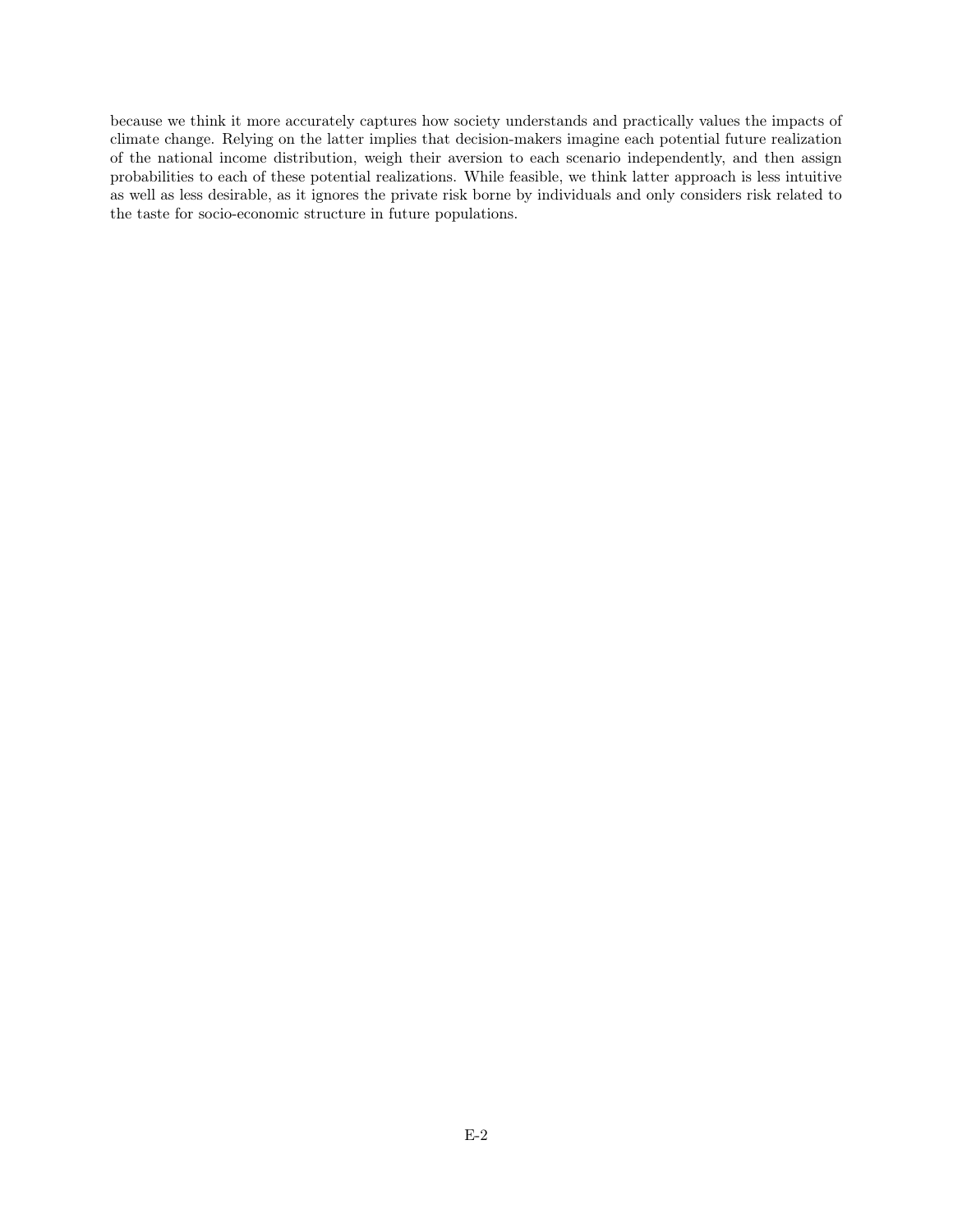because we think it more accurately captures how society understands and practically values the impacts of climate change. Relying on the latter implies that decision-makers imagine each potential future realization of the national income distribution, weigh their aversion to each scenario independently, and then assign probabilities to each of these potential realizations. While feasible, we think latter approach is less intuitive as well as less desirable, as it ignores the private risk borne by individuals and only considers risk related to the taste for socio-economic structure in future populations.